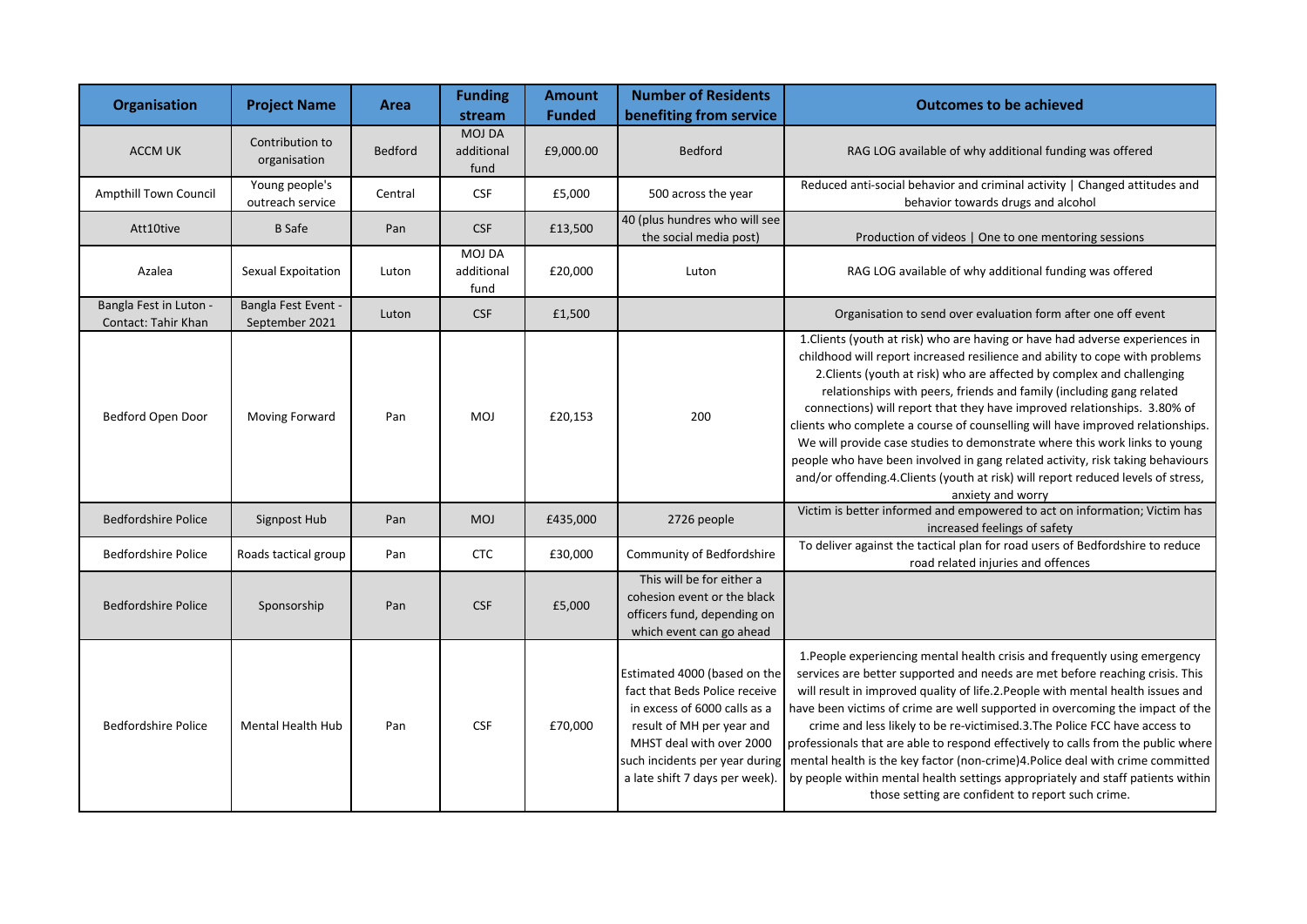| Organisation | Project Name | Area | Funding stream | Amount Funded | Number of Residents benefiting from service | Outcomes to be achieved |
|---|---|---|---|---|---|---|
| ACCM UK | Contribution to organisation | Bedford | MOJ DA additional fund | £9,000.00 | Bedford | RAG LOG available of why additional funding was offered |
| Ampthill Town Council | Young people's outreach service | Central | CSF | £5,000 | 500 across the year | Reduced anti-social behavior and criminal activity \| Changed attitudes and behavior towards drugs and alcohol |
| Att10tive | B Safe | Pan | CSF | £13,500 | 40 (plus hundres who will see the social media post) | Production of videos \| One to one mentoring sessions |
| Azalea | Sexual Expoitation | Luton | MOJ DA additional fund | £20,000 | Luton | RAG LOG available of why additional funding was offered |
| Bangla Fest in Luton - Contact: Tahir Khan | Bangla Fest Event - September 2021 | Luton | CSF | £1,500 | | Organisation to send over evaluation form after one off event |
| Bedford Open Door | Moving Forward | Pan | MOJ | £20,153 | 200 | 1.Clients (youth at risk) who are having or have had adverse experiences in childhood will report increased resilience and ability to cope with problems 2.Clients (youth at risk) who are affected by complex and challenging relationships with peers, friends and family (including gang related connections) will report that they have improved relationships. 3.80% of clients who complete a course of counselling will have improved relationships. We will provide case studies to demonstrate where this work links to young people who have been involved in gang related activity, risk taking behaviours and/or offending.4.Clients (youth at risk) will report reduced levels of stress, anxiety and worry |
| Bedfordshire Police | Signpost Hub | Pan | MOJ | £435,000 | 2726 people | Victim is better informed and empowered to act on information; Victim has increased feelings of safety |
| Bedfordshire Police | Roads tactical group | Pan | CTC | £30,000 | Community of Bedfordshire | To deliver against the tactical plan for road users of Bedfordshire to reduce road related injuries and offences |
| Bedfordshire Police | Sponsorship | Pan | CSF | £5,000 | This will be for either a cohesion event or the black officers fund, depending on which event can go ahead | |
| Bedfordshire Police | Mental Health Hub | Pan | CSF | £70,000 | Estimated 4000 (based on the fact that Beds Police receive in excess of 6000 calls as a result of MH per year and MHST deal with over 2000 such incidents per year during a late shift 7 days per week). | 1.People experiencing mental health crisis and frequently using emergency services are better supported and needs are met before reaching crisis. This will result in improved quality of life.2.People with mental health issues and have been victims of crime are well supported in overcoming the impact of the crime and less likely to be re-victimised.3.The Police FCC have access to professionals that are able to respond effectively to calls from the public where mental health is the key factor (non-crime)4.Police deal with crime committed by people within mental health settings appropriately and staff patients within those setting are confident to report such crime. |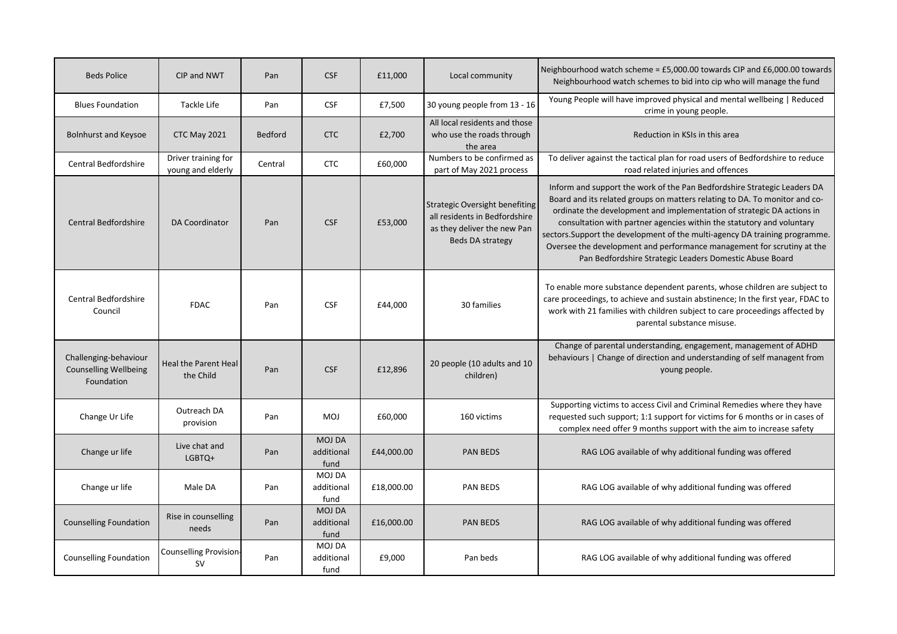| | | | | | | |
|---|---|---|---|---|---|---|
| Beds Police | CIP and NWT | Pan | CSF | £11,000 | Local community | Neighbourhood watch scheme = £5,000.00 towards CIP and £6,000.00 towards Neighbourhood watch schemes to bid into cip who will manage the fund |
| Blues Foundation | Tackle Life | Pan | CSF | £7,500 | 30 young people from 13 - 16 | Young People will have improved physical and mental wellbeing \| Reduced crime in young people. |
| Bolnhurst and Keysoe | CTC May 2021 | Bedford | CTC | £2,700 | All local residents and those who use the roads through the area | Reduction in KSIs in this area |
| Central Bedfordshire | Driver training for young and elderly | Central | CTC | £60,000 | Numbers to be confirmed as part of May 2021 process | To deliver against the tactical plan for road users of Bedfordshire to reduce road related injuries and offences |
| Central Bedfordshire | DA Coordinator | Pan | CSF | £53,000 | Strategic Oversight benefiting all residents in Bedfordshire as they deliver the new Pan Beds DA strategy | Inform and support the work of the Pan Bedfordshire Strategic Leaders DA Board and its related groups on matters relating to DA. To monitor and co-ordinate the development and implementation of strategic DA actions in consultation with partner agencies within the statutory and voluntary sectors.Support the development of the multi-agency DA training programme. Oversee the development and performance management for scrutiny at the Pan Bedfordshire Strategic Leaders Domestic Abuse Board |
| Central Bedfordshire Council | FDAC | Pan | CSF | £44,000 | 30 families | To enable more substance dependent parents, whose children are subject to care proceedings, to achieve and sustain abstinence; In the first year, FDAC to work with 21 families with children subject to care proceedings affected by parental substance misuse. |
| Challenging-behaviour Counselling Wellbeing Foundation | Heal the Parent Heal the Child | Pan | CSF | £12,896 | 20 people (10 adults and 10 children) | Change of parental understanding, engagement, management of ADHD behaviours \| Change of direction and understanding of self managent from young people. |
| Change Ur Life | Outreach DA provision | Pan | MOJ | £60,000 | 160 victims | Supporting victims to access Civil and Criminal Remedies where they have requested such support; 1:1 support for victims for 6 months or in cases of complex need offer 9 months support with the aim to increase safety |
| Change ur life | Live chat and LGBTQ+ | Pan | MOJ DA additional fund | £44,000.00 | PAN BEDS | RAG LOG available of why additional funding was offered |
| Change ur life | Male DA | Pan | MOJ DA additional fund | £18,000.00 | PAN BEDS | RAG LOG available of why additional funding was offered |
| Counselling Foundation | Rise in counselling needs | Pan | MOJ DA additional fund | £16,000.00 | PAN BEDS | RAG LOG available of why additional funding was offered |
| Counselling Foundation | Counselling Provision-SV | Pan | MOJ DA additional fund | £9,000 | Pan beds | RAG LOG available of why additional funding was offered |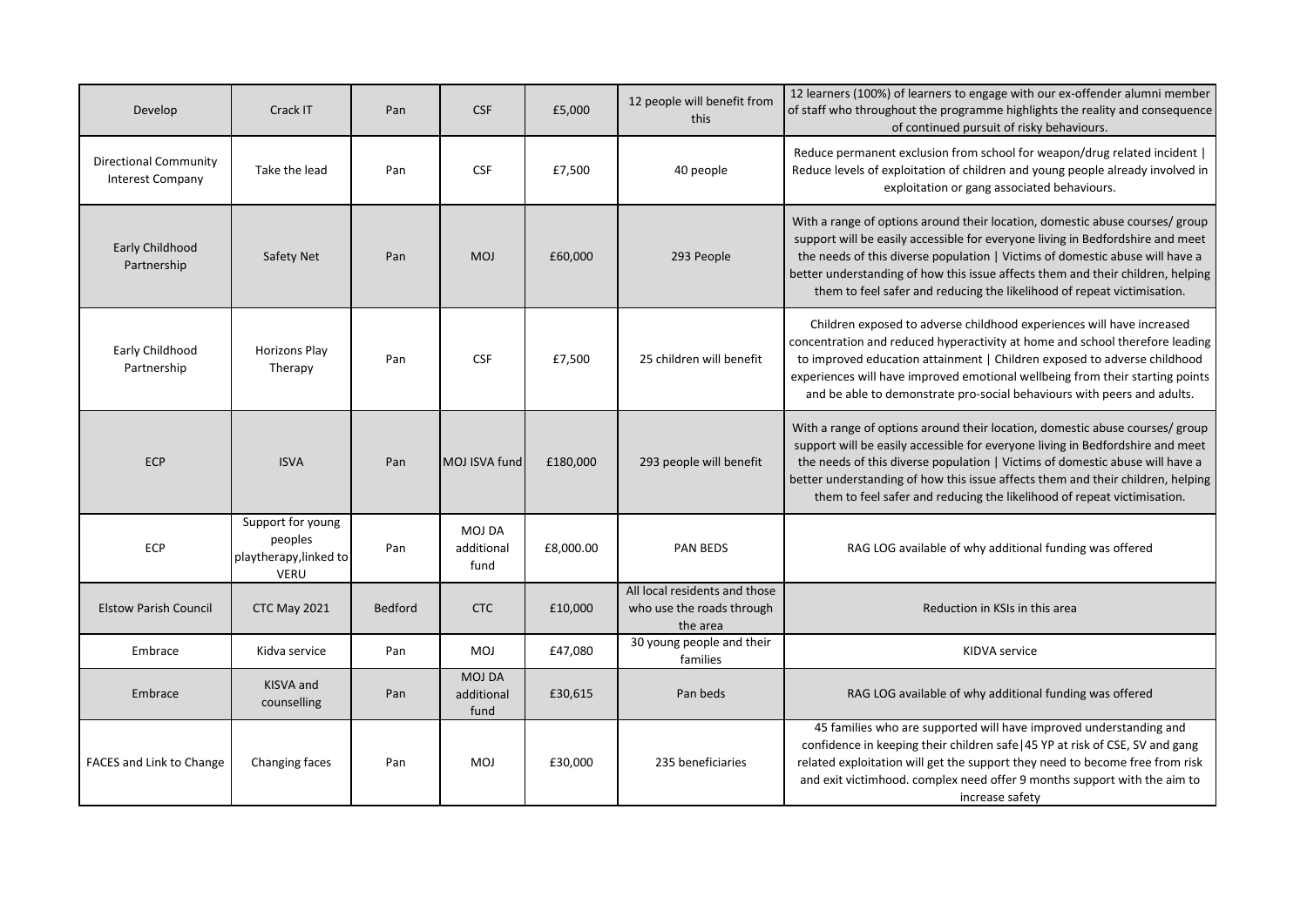| Develop | Crack IT | Pan | CSF | £5,000 | 12 people will benefit from this | 12 learners (100%) of learners to engage with our ex-offender alumni member of staff who throughout the programme highlights the reality and consequence of continued pursuit of risky behaviours. |
|---|---|---|---|---|---|---|
| Directional Community Interest Company | Take the lead | Pan | CSF | £7,500 | 40 people | Reduce permanent exclusion from school for weapon/drug related incident \| Reduce levels of exploitation of children and young people already involved in exploitation or gang associated behaviours. |
| Early Childhood Partnership | Safety Net | Pan | MOJ | £60,000 | 293 People | With a range of options around their location, domestic abuse courses/ group support will be easily accessible for everyone living in Bedfordshire and meet the needs of this diverse population \| Victims of domestic abuse will have a better understanding of how this issue affects them and their children, helping them to feel safer and reducing the likelihood of repeat victimisation. |
| Early Childhood Partnership | Horizons Play Therapy | Pan | CSF | £7,500 | 25 children will benefit | Children exposed to adverse childhood experiences will have increased concentration and reduced hyperactivity at home and school therefore leading to improved education attainment \| Children exposed to adverse childhood experiences will have improved emotional wellbeing from their starting points and be able to demonstrate pro-social behaviours with peers and adults. |
| ECP | ISVA | Pan | MOJ ISVA fund | £180,000 | 293 people will benefit | With a range of options around their location, domestic abuse courses/ group support will be easily accessible for everyone living in Bedfordshire and meet the needs of this diverse population \| Victims of domestic abuse will have a better understanding of how this issue affects them and their children, helping them to feel safer and reducing the likelihood of repeat victimisation. |
| ECP | Support for young peoples playtherapy,linked to VERU | Pan | MOJ DA additional fund | £8,000.00 | PAN BEDS | RAG LOG available of why additional funding was offered |
| Elstow Parish Council | CTC May 2021 | Bedford | CTC | £10,000 | All local residents and those who use the roads through the area | Reduction in KSIs in this area |
| Embrace | Kidva service | Pan | MOJ | £47,080 | 30 young people and their families | KIDVA service |
| Embrace | KISVA and counselling | Pan | MOJ DA additional fund | £30,615 | Pan beds | RAG LOG available of why additional funding was offered |
| FACES and Link to Change | Changing faces | Pan | MOJ | £30,000 | 235 beneficiaries | 45 families who are supported will have improved understanding and confidence in keeping their children safe\|45 YP at risk of CSE, SV and gang related exploitation will get the support they need to become free from risk and exit victimhood. complex need offer 9 months support with the aim to increase safety |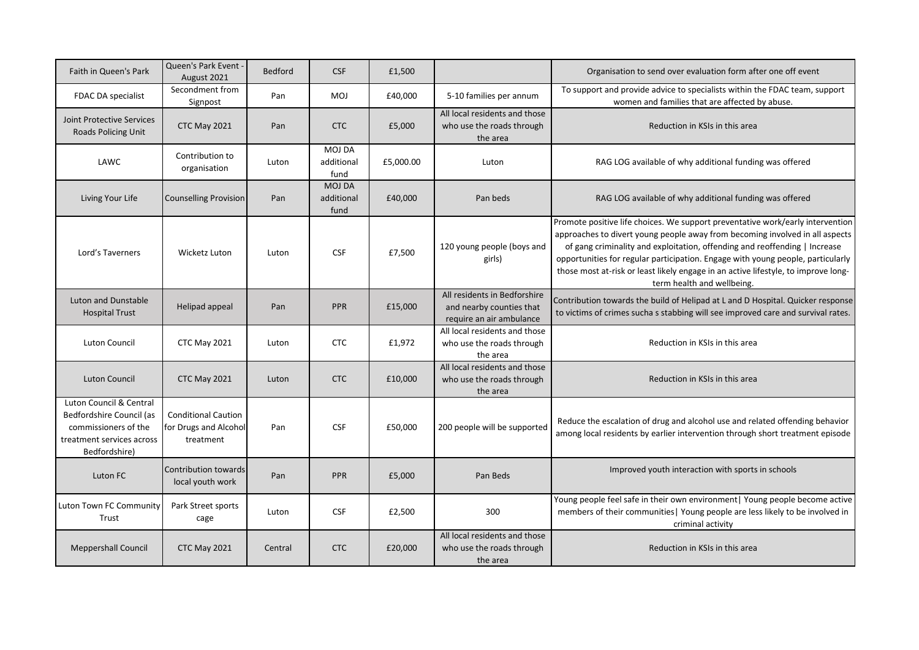| | | | | | | |
|---|---|---|---|---|---|---|
| Faith in Queen's Park | Queen's Park Event - August 2021 | Bedford | CSF | £1,500 | | Organisation to send over evaluation form after one off event |
| FDAC DA specialist | Secondment from Signpost | Pan | MOJ | £40,000 | 5-10 families per annum | To support and provide advice to specialists within the FDAC team, support women and families that are affected by abuse. |
| Joint Protective Services Roads Policing Unit | CTC May 2021 | Pan | CTC | £5,000 | All local residents and those who use the roads through the area | Reduction in KSIs in this area |
| LAWC | Contribution to organisation | Luton | MOJ DA additional fund | £5,000.00 | Luton | RAG LOG available of why additional funding was offered |
| Living Your Life | Counselling Provision | Pan | MOJ DA additional fund | £40,000 | Pan beds | RAG LOG available of why additional funding was offered |
| Lord's Taverners | Wicketz Luton | Luton | CSF | £7,500 | 120 young people (boys and girls) | Promote positive life choices. We support preventative work/early intervention approaches to divert young people away from becoming involved in all aspects of gang criminality and exploitation, offending and reoffending \| Increase opportunities for regular participation. Engage with young people, particularly those most at-risk or least likely engage in an active lifestyle, to improve long-term health and wellbeing. |
| Luton and Dunstable Hospital Trust | Helipad appeal | Pan | PPR | £15,000 | All residents in Bedforshire and nearby counties that require an air ambulance | Contribution towards the build of Helipad at L and D Hospital. Quicker response to victims of crimes sucha s stabbing will see improved care and survival rates. |
| Luton Council | CTC May 2021 | Luton | CTC | £1,972 | All local residents and those who use the roads through the area | Reduction in KSIs in this area |
| Luton Council | CTC May 2021 | Luton | CTC | £10,000 | All local residents and those who use the roads through the area | Reduction in KSIs in this area |
| Luton Council & Central Bedfordshire Council (as commissioners of the treatment services across Bedfordshire) | Conditional Caution for Drugs and Alcohol treatment | Pan | CSF | £50,000 | 200 people will be supported | Reduce the escalation of drug and alcohol use and related offending behavior among local residents by earlier intervention through short treatment episode |
| Luton FC | Contribution towards local youth work | Pan | PPR | £5,000 | Pan Beds | Improved youth interaction with sports in schools |
| Luton Town FC Community Trust | Park Street sports cage | Luton | CSF | £2,500 | 300 | Young people feel safe in their own environment\| Young people become active members of their communities\| Young people are less likely to be involved in criminal activity |
| Meppershall Council | CTC May 2021 | Central | CTC | £20,000 | All local residents and those who use the roads through the area | Reduction in KSIs in this area |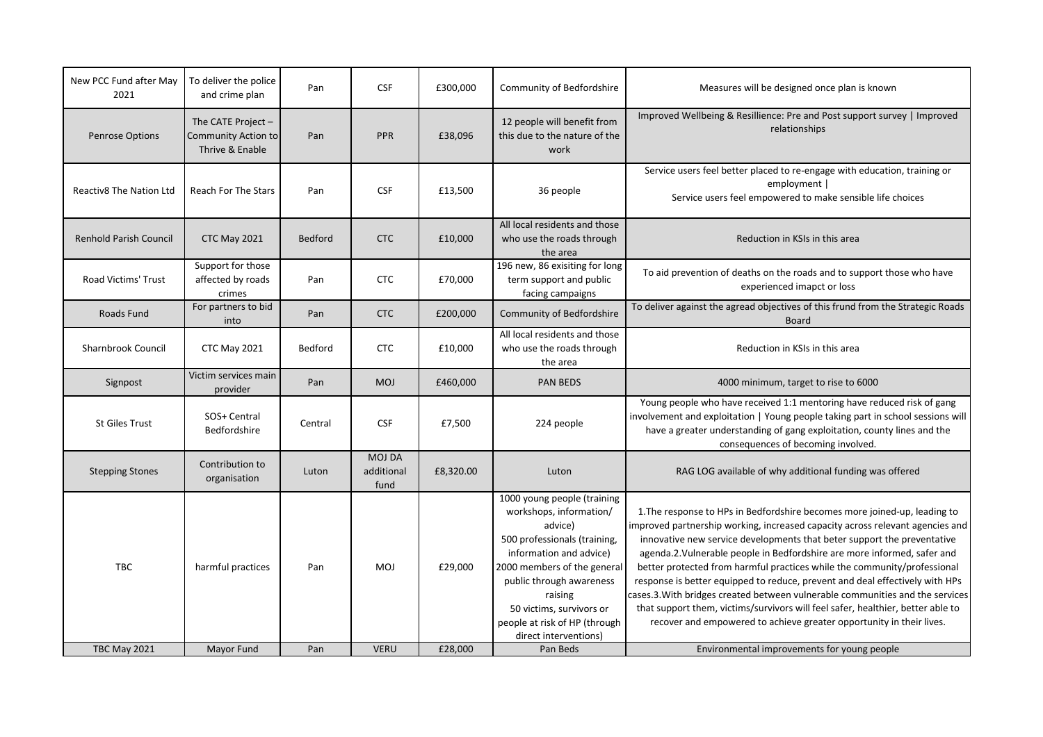| New PCC Fund after May 2021 | To deliver the police and crime plan | Pan | CSF | £300,000 | Community of Bedfordshire | Measures will be designed once plan is known |
|---|---|---|---|---|---|---|
| Penrose Options | The CATE Project – Community Action to Thrive & Enable | Pan | PPR | £38,096 | 12 people will benefit from this due to the nature of the work | Improved Wellbeing & Resillience: Pre and Post support survey \| Improved relationships |
| Reactiv8 The Nation Ltd | Reach For The Stars | Pan | CSF | £13,500 | 36 people | Service users feel better placed to re-engage with education, training or employment \| Service users feel empowered to make sensible life choices |
| Renhold Parish Council | CTC May 2021 | Bedford | CTC | £10,000 | All local residents and those who use the roads through the area | Reduction in KSIs in this area |
| Road Victims' Trust | Support for those affected by roads crimes | Pan | CTC | £70,000 | 196 new, 86 exisiting for long term support and public facing campaigns | To aid prevention of deaths on the roads and to support those who have experienced imapct or loss |
| Roads Fund | For partners to bid into | Pan | CTC | £200,000 | Community of Bedfordshire | To deliver against the agread objectives of this frund from the Strategic Roads Board |
| Sharnbrook Council | CTC May 2021 | Bedford | CTC | £10,000 | All local residents and those who use the roads through the area | Reduction in KSIs in this area |
| Signpost | Victim services main provider | Pan | MOJ | £460,000 | PAN BEDS | 4000 minimum, target to rise to 6000 |
| St Giles Trust | SOS+ Central Bedfordshire | Central | CSF | £7,500 | 224 people | Young people who have received 1:1 mentoring have reduced risk of gang involvement and exploitation \| Young people taking part in school sessions will have a greater understanding of gang exploitation, county lines and the consequences of becoming involved. |
| Stepping Stones | Contribution to organisation | Luton | MOJ DA additional fund | £8,320.00 | Luton | RAG LOG available of why additional funding was offered |
| TBC | harmful practices | Pan | MOJ | £29,000 | 1000 young people (training workshops, information/ advice) 500 professionals (training, information and advice) 2000 members of the general public through awareness raising 50 victims, survivors or people at risk of HP (through direct interventions) | 1.The response to HPs in Bedfordshire becomes more joined-up, leading to improved partnership working, increased capacity across relevant agencies and innovative new service developments that beter support the preventative agenda.2.Vulnerable people in Bedfordshire are more informed, safer and better protected from harmful practices while the community/professional response is better equipped to reduce, prevent and deal effectively with HPs cases.3.With bridges created between vulnerable communities and the services that support them, victims/survivors will feel safer, healthier, better able to recover and empowered to achieve greater opportunity in their lives. |
| TBC May 2021 | Mayor Fund | Pan | VERU | £28,000 | Pan Beds | Environmental improvements for young people |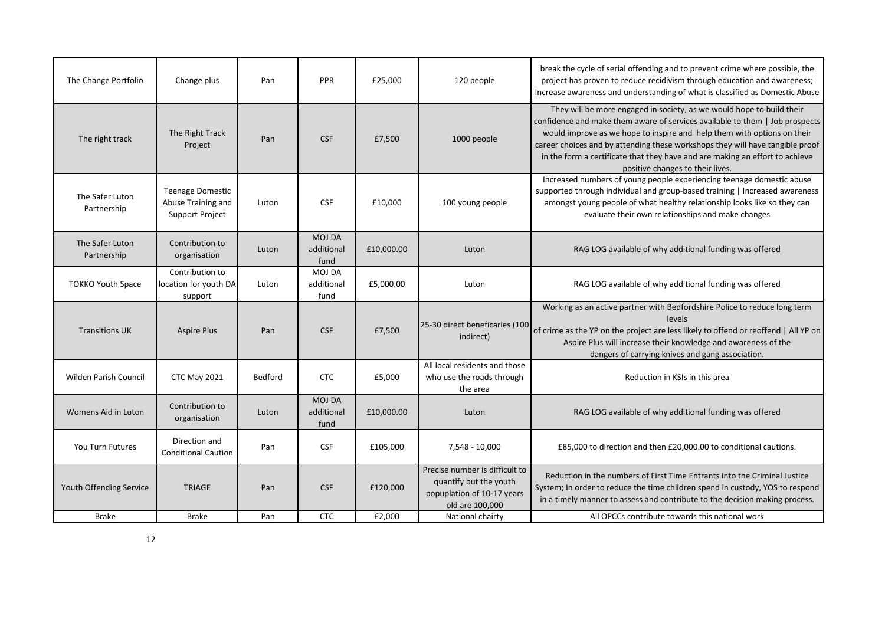| | | | | | | |
|---|---|---|---|---|---|---|
| The Change Portfolio | Change plus | Pan | PPR | £25,000 | 120 people | break the cycle of serial offending and to prevent crime where possible, the project has proven to reduce recidivism through education and awareness; Increase awareness and understanding of what is classified as Domestic Abuse |
| The right track | The Right Track Project | Pan | CSF | £7,500 | 1000 people | They will be more engaged in society, as we would hope to build their confidence and make them aware of services available to them \| Job prospects would improve as we hope to inspire and help them with options on their career choices and by attending these workshops they will have tangible proof in the form a certificate that they have and are making an effort to achieve positive changes to their lives. |
| The Safer Luton Partnership | Teenage Domestic Abuse Training and Support Project | Luton | CSF | £10,000 | 100 young people | Increased numbers of young people experiencing teenage domestic abuse supported through individual and group-based training \| Increased awareness amongst young people of what healthy relationship looks like so they can evaluate their own relationships and make changes |
| The Safer Luton Partnership | Contribution to organisation | Luton | MOJ DA additional fund | £10,000.00 | Luton | RAG LOG available of why additional funding was offered |
| TOKKO Youth Space | Contribution to location for youth DA support | Luton | MOJ DA additional fund | £5,000.00 | Luton | RAG LOG available of why additional funding was offered |
| Transitions UK | Aspire Plus | Pan | CSF | £7,500 | 25-30 direct beneficaries (100 indirect) | Working as an active partner with Bedfordshire Police to reduce long term levels of crime as the YP on the project are less likely to offend or reoffend \| All YP on Aspire Plus will increase their knowledge and awareness of the dangers of carrying knives and gang association. |
| Wilden Parish Council | CTC May 2021 | Bedford | CTC | £5,000 | All local residents and those who use the roads through the area | Reduction in KSIs in this area |
| Womens Aid in Luton | Contribution to organisation | Luton | MOJ DA additional fund | £10,000.00 | Luton | RAG LOG available of why additional funding was offered |
| You Turn Futures | Direction and Conditional Caution | Pan | CSF | £105,000 | 7,548 - 10,000 | £85,000 to direction and then £20,000.00 to conditional cautions. |
| Youth Offending Service | TRIAGE | Pan | CSF | £120,000 | Precise number is difficult to quantify but the youth popuplation of 10-17 years old are 100,000 | Reduction in the numbers of First Time Entrants into the Criminal Justice System; In order to reduce the time children spend in custody, YOS to respond in a timely manner to assess and contribute to the decision making process. |
| Brake | Brake | Pan | CTC | £2,000 | National chairty | All OPCCs contribute towards this national work |